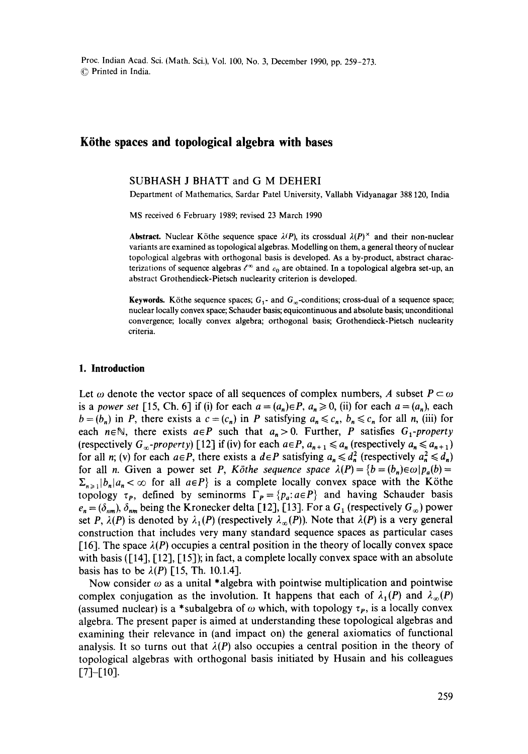# Köthe spaces and topological algebra with bases

SUBHASH J BHATT and G M DEHERI

Department of Mathematics, Sardar Patel University, Vallabh Vidyanagar 388 120, India

MS received 6 February 1989; revised 23 March 1990

**Abstract.** Nuclear Köthe sequence space $\lambda(P)$, its crossdual $\lambda(P)^{\times}$ and their non-nuclear variants are examined as topological algebras. Modelling on them, a general theory of nuclear topological algebras with orthogonal basis is developed. As a by-product, abstract characterizations of sequence algebras $\ell^{\infty}$ and $c_0$ are obtained. In a topological algebra set-up, an abstract Grothendieck-Pietsch nuclearity criterion is developed.

**Keywords.** Köthe sequence spaces; $G_1$- and $G_{\infty}$-conditions; cross-dual of a sequence space; nuclear locally convex space; Schauder basis; equicontinuous and absolute basis; unconditional convergence; locally convex algebra; orthogonal basis; Grothendieck-Pietsch nuclearity criteria.

## 1. Introduction

Let $\omega$ denote the vector space of all sequences of complex numbers, A subset $P \subset \omega$ is a *power set* [15, Ch. 6] if (i) for each $a = (a_n) \in P$, $a_n \geqslant 0$, (ii) for each $a = (a_n)$, each $b = (b_n)$ in $P$, there exists a $c = (c_n)$ in $P$ satisfying $a_n \leqslant c_n$, $b_n \leqslant c_n$ for all $n$, (iii) for each $n \in \mathbb{N}$, there exists $a \in P$ such that $a_n > 0$. Further, $P$ satisfies $G_1$-*property* (respectively $G_{\infty}$-*property*) [12] if (iv) for each $a \in P$, $a_{n+1} \leqslant a_n$ (respectively $a_n \leqslant a_{n+1}$) for all $n$; (v) for each $a \in P$, there exists a $d \in P$ satisfying $a_n \leqslant d_n^2$ (respectively $a_n^2 \leqslant d_n$) for all $n$. Given a power set $P$, *Köthe sequence space* $\lambda(P) = \{b = (b_n) \in \omega \mid p_a(b) = \Sigma_{n \geqslant 1} |b_n| a_n < \infty$ for all $a \in P\}$ is a complete locally convex space with the Köthe topology $\tau_P$, defined by seminorms $\Gamma_P = \{p_a : a \in P\}$ and having Schauder basis $e_n = (\delta_{nm})$, $\delta_{nm}$ being the Kronecker delta [12], [13]. For a $G_1$ (respectively $G_{\infty}$) power set $P$, $\lambda(P)$ is denoted by $\lambda_1(P)$ (respectively $\lambda_{\infty}(P)$). Note that $\lambda(P)$ is a very general construction that includes very many standard sequence spaces as particular cases [16]. The space $\lambda(P)$ occupies a central position in the theory of locally convex space with basis ([14], [12], [15]); in fact, a complete locally convex space with an absolute basis has to be $\lambda(P)$ [15, Th. 10.1.4].

Now consider $\omega$ as a unital \*algebra with pointwise multiplication and pointwise complex conjugation as the involution. It happens that each of $\lambda_1(P)$ and $\lambda_{\infty}(P)$ (assumed nuclear) is a \*subalgebra of $\omega$ which, with topology $\tau_P$, is a locally convex algebra. The present paper is aimed at understanding these topological algebras and examining their relevance in (and impact on) the general axiomatics of functional analysis. It so turns out that $\lambda(P)$ also occupies a central position in the theory of topological algebras with orthogonal basis initiated by Husain and his colleagues [7]–[10].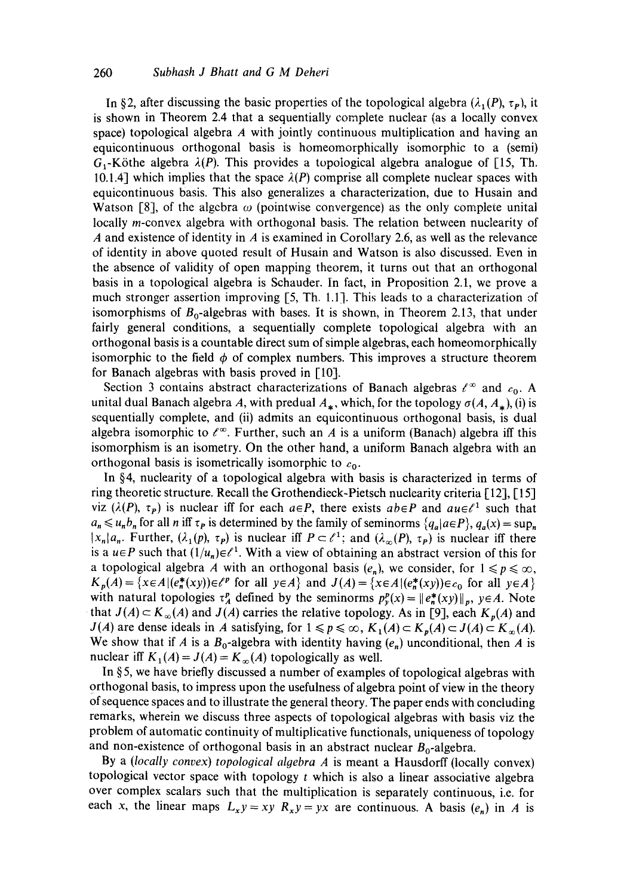In §2, after discussing the basic properties of the topological algebra $(\lambda_1(P), \tau_P)$, it is shown in Theorem 2.4 that a sequentially complete nuclear (as a locally convex space) topological algebra $A$ with jointly continuous multiplication and having an equicontinuous orthogonal basis is homeomorphically isomorphic to a (semi) $G_1$-Köthe algebra $\lambda(P)$. This provides a topological algebra analogue of [15, Th. 10.1.4] which implies that the space $\lambda(P)$ comprise all complete nuclear spaces with equicontinuous basis. This also generalizes a characterization, due to Husain and Watson [8], of the algebra $\omega$ (pointwise convergence) as the only complete unital locally $m$-convex algebra with orthogonal basis. The relation between nuclearity of $A$ and existence of identity in $A$ is examined in Corollary 2.6, as well as the relevance of identity in above quoted result of Husain and Watson is also discussed. Even in the absence of validity of open mapping theorem, it turns out that an orthogonal basis in a topological algebra is Schauder. In fact, in Proposition 2.1, we prove a much stronger assertion improving [5, Th. 1.1]. This leads to a characterization of isomorphisms of $B_0$-algebras with bases. It is shown, in Theorem 2.13, that under fairly general conditions, a sequentially complete topological algebra with an orthogonal basis is a countable direct sum of simple algebras, each homeomorphically isomorphic to the field $\phi$ of complex numbers. This improves a structure theorem for Banach algebras with basis proved in [10].

Section 3 contains abstract characterizations of Banach algebras $\ell^\infty$ and $c_0$. A unital dual Banach algebra $A$, with predual $A_*$, which, for the topology $\sigma(A, A_*)$, (i) is sequentially complete, and (ii) admits an equicontinuous orthogonal basis, is dual algebra isomorphic to $\ell^\infty$. Further, such an $A$ is a uniform (Banach) algebra iff this isomorphism is an isometry. On the other hand, a uniform Banach algebra with an orthogonal basis is isometrically isomorphic to $c_0$.

In §4, nuclearity of a topological algebra with basis is characterized in terms of ring theoretic structure. Recall the Grothendieck-Pietsch nuclearity criteria [12], [15] viz $(\lambda(P), \tau_P)$ is nuclear iff for each $a \in P$, there exists $ab \in P$ and $au \in \ell^1$ such that $a_n \leqslant u_n b_n$ for all $n$ iff $\tau_P$ is determined by the family of seminorms $\{q_a | a \in P\}$, $q_a(x) = \sup_n |x_n| a_n$. Further, $(\lambda_1(p), \tau_P)$ is nuclear iff $P \subset \ell^1$: and $(\lambda_\infty(P), \tau_P)$ is nuclear iff there is a $u \in P$ such that $(1/u_n) \in \ell^1$. With a view of obtaining an abstract version of this for a topological algebra $A$ with an orthogonal basis $(e_n)$, we consider, for $1 \leqslant p \leqslant \infty$, $K_p(A) = \{x \in A | (e_n^*(xy)) \in \ell^p$ for all $y \in A\}$ and $J(A) = \{x \in A | (e_n^*(xy)) \in c_0$ for all $y \in A\}$ with natural topologies $\tau_A^p$ defined by the seminorms $p_y^p(x) = \| e_n^*(xy) \|_p$, $y \in A$. Note that $J(A) \subset K_\infty(A)$ and $J(A)$ carries the relative topology. As in [9], each $K_p(A)$ and $J(A)$ are dense ideals in $A$ satisfying, for $1 \leqslant p \leqslant \infty$, $K_1(A) \subset K_p(A) \subset J(A) \subset K_\infty(A)$. We show that if $A$ is a $B_0$-algebra with identity having $(e_n)$ unconditional, then $A$ is nuclear iff $K_1(A) = J(A) = K_\infty(A)$ topologically as well.

In §5, we have briefly discussed a number of examples of topological algebras with orthogonal basis, to impress upon the usefulness of algebra point of view in the theory of sequence spaces and to illustrate the general theory. The paper ends with concluding remarks, wherein we discuss three aspects of topological algebras with basis viz the problem of automatic continuity of multiplicative functionals, uniqueness of topology and non-existence of orthogonal basis in an abstract nuclear $B_0$-algebra.

By a *(locally convex) topological algebra A* is meant a Hausdorff (locally convex) topological vector space with topology $t$ which is also a linear associative algebra over complex scalars such that the multiplication is separately continuous, i.e. for each $x$, the linear maps $L_x y = xy$ $R_x y = yx$ are continuous. A basis $(e_n)$ in $A$ is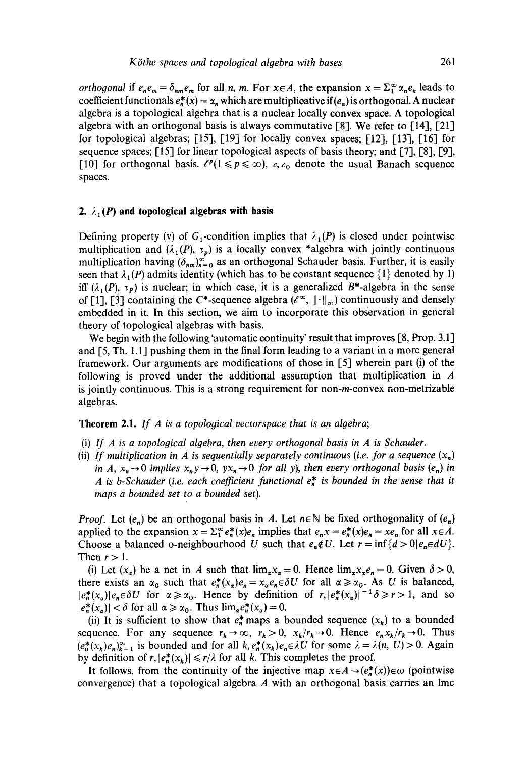*orthogonal* if $e_n e_m = \delta_{nm} e_m$ for all $n$, $m$. For $x \in A$, the expansion $x = \Sigma_1^\infty \alpha_n e_n$ leads to coefficient functionals $e_n^*(x) = \alpha_n$ which are multiplicative if $(e_n)$ is orthogonal. A nuclear algebra is a topological algebra that is a nuclear locally convex space. A topological algebra with an orthogonal basis is always commutative [8]. We refer to [14], [21] for topological algebras; [15], [19] for locally convex spaces; [12], [13], [16] for sequence spaces; [15] for linear topological aspects of basis theory; and [7], [8], [9], [10] for orthogonal basis. $\ell^p (1 \leqslant p \leqslant \infty)$, $c$, $c_0$ denote the usual Banach sequence spaces.

## 2. $\lambda_1(P)$ and topological algebras with basis

Defining property (v) of $G_1$-condition implies that $\lambda_1(P)$ is closed under pointwise multiplication and $(\lambda_1(P), \tau_p)$ is a locally convex *algebra with jointly continuous multiplication having $(\delta_{nm})_{n=0}^\infty$ as an orthogonal Schauder basis. Further, it is easily seen that $\lambda_1(P)$ admits identity (which has to be constant sequence $\{1\}$ denoted by 1) iff $(\lambda_1(P), \tau_P)$ is nuclear; in which case, it is a generalized $B^*$-algebra in the sense of [1], [3] containing the $C^*$-sequence algebra $(\ell^\infty, \|\cdot\|_\infty)$ continuously and densely embedded in it. In this section, we aim to incorporate this observation in general theory of topological algebras with basis.

We begin with the following 'automatic continuity' result that improves [8, Prop. 3.1] and [5, Th. 1.1] pushing them in the final form leading to a variant in a more general framework. Our arguments are modifications of those in [5] wherein part (i) of the following is proved under the additional assumption that multiplication in $A$ is jointly continuous. This is a strong requirement for non-$m$-convex non-metrizable algebras.

**Theorem 2.1.** *If $A$ is a topological vectorspace that is an algebra;*

(i) *If $A$ is a topological algebra, then every orthogonal basis in $A$ is Schauder.*
(ii) *If multiplication in $A$ is sequentially separately continuous (i.e. for a sequence $(x_n)$ in $A$, $x_n \to 0$ implies $x_n y \to 0$, $y x_n \to 0$ for all $y$), then every orthogonal basis $(e_n)$ in $A$ is b-Schauder (i.e. each coefficient functional $e_n^*$ is bounded in the sense that it maps a bounded set to a bounded set).*

*Proof.* Let $(e_n)$ be an orthogonal basis in $A$. Let $n \in \mathbb{N}$ be fixed orthogonality of $(e_n)$ applied to the expansion $x = \Sigma_1^\infty e_n^*(x) e_n$ implies that $e_n x = e_n^*(x) e_n = x e_n$ for all $x \in A$. Choose a balanced o-neighbourhood $U$ such that $e_n \notin U$. Let $r = \inf\{d > 0 | e_n \in dU\}$. Then $r > 1$.

(i) Let $(x_\alpha)$ be a net in $A$ such that $\lim_\alpha x_\alpha = 0$. Hence $\lim_\alpha x_\alpha e_n = 0$. Given $\delta > 0$, there exists an $\alpha_0$ such that $e_n^*(x_\alpha) e_n = x_\alpha e_n \in \delta U$ for all $\alpha \geqslant \alpha_0$. As $U$ is balanced, $|e_n^*(x_\alpha)| e_n \in \delta U$ for $\alpha \geqslant \alpha_0$. Hence by definition of $r$, $|e_n^*(x_\alpha)|^{-1} \delta \geqslant r > 1$, and so $|e_n^*(x_\alpha)| < \delta$ for all $\alpha \geqslant \alpha_0$. Thus $\lim_\alpha e_n^*(x_\alpha) = 0$.

(ii) It is sufficient to show that $e_n^*$ maps a bounded sequence $(x_k)$ to a bounded sequence. For any sequence $r_k \to \infty$, $r_k > 0$, $x_k / r_k \to 0$. Hence $e_n x_k / r_k \to 0$. Thus $(e_n^*(x_k) e_n)_{k=1}^\infty$ is bounded and for all $k$, $e_n^*(x_k) e_n \in \lambda U$ for some $\lambda = \lambda(n, U) > 0$. Again by definition of $r$, $|e_n^*(x_k)| \leqslant r/\lambda$ for all $k$. This completes the proof.

It follows, from the continuity of the injective map $x \in A \to (e_n^*(x)) \in \omega$ (pointwise convergence) that a topological algebra $A$ with an orthogonal basis carries an lmc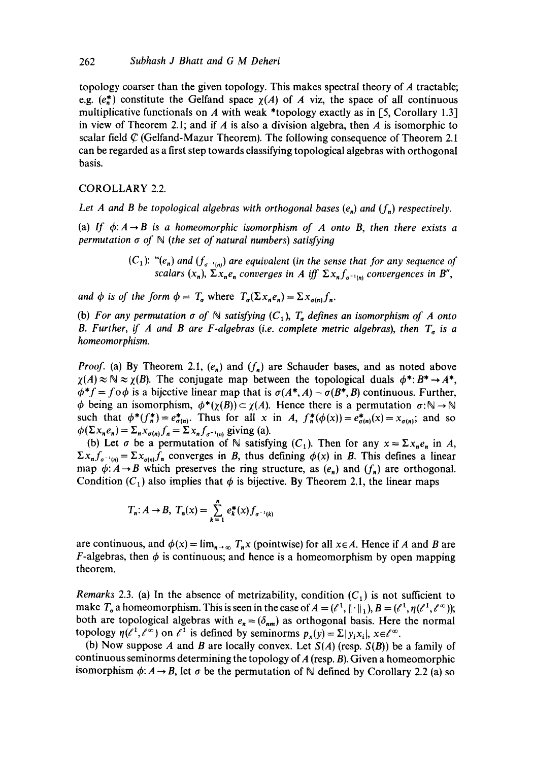topology coarser than the given topology. This makes spectral theory of $A$ tractable; e.g. $(e_n^*)$ constitute the Gelfand space $\chi(A)$ of $A$ viz, the space of all continuous multiplicative functionals on $A$ with weak *topology exactly as in [5, Corollary 1.3] in view of Theorem 2.1; and if $A$ is also a division algebra, then $A$ is isomorphic to scalar field $\mathbb{C}$ (Gelfand-Mazur Theorem). The following consequence of Theorem 2.1 can be regarded as a first step towards classifying topological algebras with orthogonal basis.

COROLLARY 2.2.

*Let $A$ and $B$ be topological algebras with orthogonal bases $(e_n)$ and $(f_n)$ respectively.*

*(a) If $\phi: A \to B$ is a homeomorphic isomorphism of $A$ onto $B$, then there exists a permutation $\sigma$ of $\mathbb{N}$ (the set of natural numbers) satisfying*

> $(C_1)$: "*$(e_n)$ and $(f_{\sigma^{-1}(n)})$ are equivalent (in the sense that for any sequence of scalars $(x_n)$, $\Sigma x_n e_n$ converges in $A$ iff $\Sigma x_n f_{\sigma^{-1}(n)}$ convergences in $B$*",

*and $\phi$ is of the form $\phi = T_\sigma$ where $T_\sigma(\Sigma x_n e_n) = \Sigma x_{\sigma(n)} f_n$.*

*(b) For any permutation $\sigma$ of $\mathbb{N}$ satisfying $(C_1)$, $T_\sigma$ defines an isomorphism of $A$ onto $B$. Further, if $A$ and $B$ are $F$-algebras (i.e. complete metric algebras), then $T_\sigma$ is a homeomorphism.*

*Proof.* (a) By Theorem 2.1, $(e_n)$ and $(f_n)$ are Schauder bases, and as noted above $\chi(A) \approx \mathbb{N} \approx \chi(B)$. The conjugate map between the topological duals $\phi^*: B^* \to A^*$, $\phi^* f = f \circ \phi$ is a bijective linear map that is $\sigma(A^*, A) - \sigma(B^*, B)$ continuous. Further, $\phi$ being an isomorphism, $\phi^*(\chi(B)) \subset \chi(A)$. Hence there is a permutation $\sigma: \mathbb{N} \to \mathbb{N}$ such that $\phi^*(f_n^*) = e_{\sigma(n)}^*$. Thus for all $x$ in $A$, $f_n^*(\phi(x)) = e_{\sigma(n)}^*(x) = x_{\sigma(n)}$; and so $\phi(\Sigma x_n e_n) = \Sigma_n x_{\sigma(n)} f_n = \Sigma x_n f_{\sigma^{-1}(n)}$ giving (a).

(b) Let $\sigma$ be a permutation of $\mathbb{N}$ satisfying $(C_1)$. Then for any $x = \Sigma x_n e_n$ in $A$, $\Sigma x_n f_{\sigma^{-1}(n)} = \Sigma x_{\sigma(n)} f_n$ converges in $B$, thus defining $\phi(x)$ in $B$. This defines a linear map $\phi: A \to B$ which preserves the ring structure, as $(e_n)$ and $(f_n)$ are orthogonal. Condition $(C_1)$ also implies that $\phi$ is bijective. By Theorem 2.1, the linear maps

$$T_n: A \to B,\ T_n(x) = \sum_{k=1}^{n} e_k^*(x) f_{\sigma^{-1}(k)}$$

are continuous, and $\phi(x) = \lim_{n \to \infty} T_n x$ (pointwise) for all $x \in A$. Hence if $A$ and $B$ are $F$-algebras, then $\phi$ is continuous; and hence is a homeomorphism by open mapping theorem.

*Remarks* 2.3. (a) In the absence of metrizability, condition $(C_1)$ is not sufficient to make $T_\sigma$ a homeomorphism. This is seen in the case of $A = (\ell^1, \|\cdot\|_1)$, $B = (\ell^1, \eta(\ell^1, \ell^\infty))$; both are topological algebras with $e_n = (\delta_{nm})$ as orthogonal basis. Here the normal topology $\eta(\ell^1, \ell^\infty)$ on $\ell^1$ is defined by seminorms $p_x(y) = \Sigma |y_i x_i|$, $x \in \ell^\infty$.

(b) Now suppose $A$ and $B$ are locally convex. Let $S(A)$ (resp. $S(B)$) be a family of continuous seminorms determining the topology of $A$ (resp. $B$). Given a homeomorphic isomorphism $\phi: A \to B$, let $\sigma$ be the permutation of $\mathbb{N}$ defined by Corollary 2.2 (a) so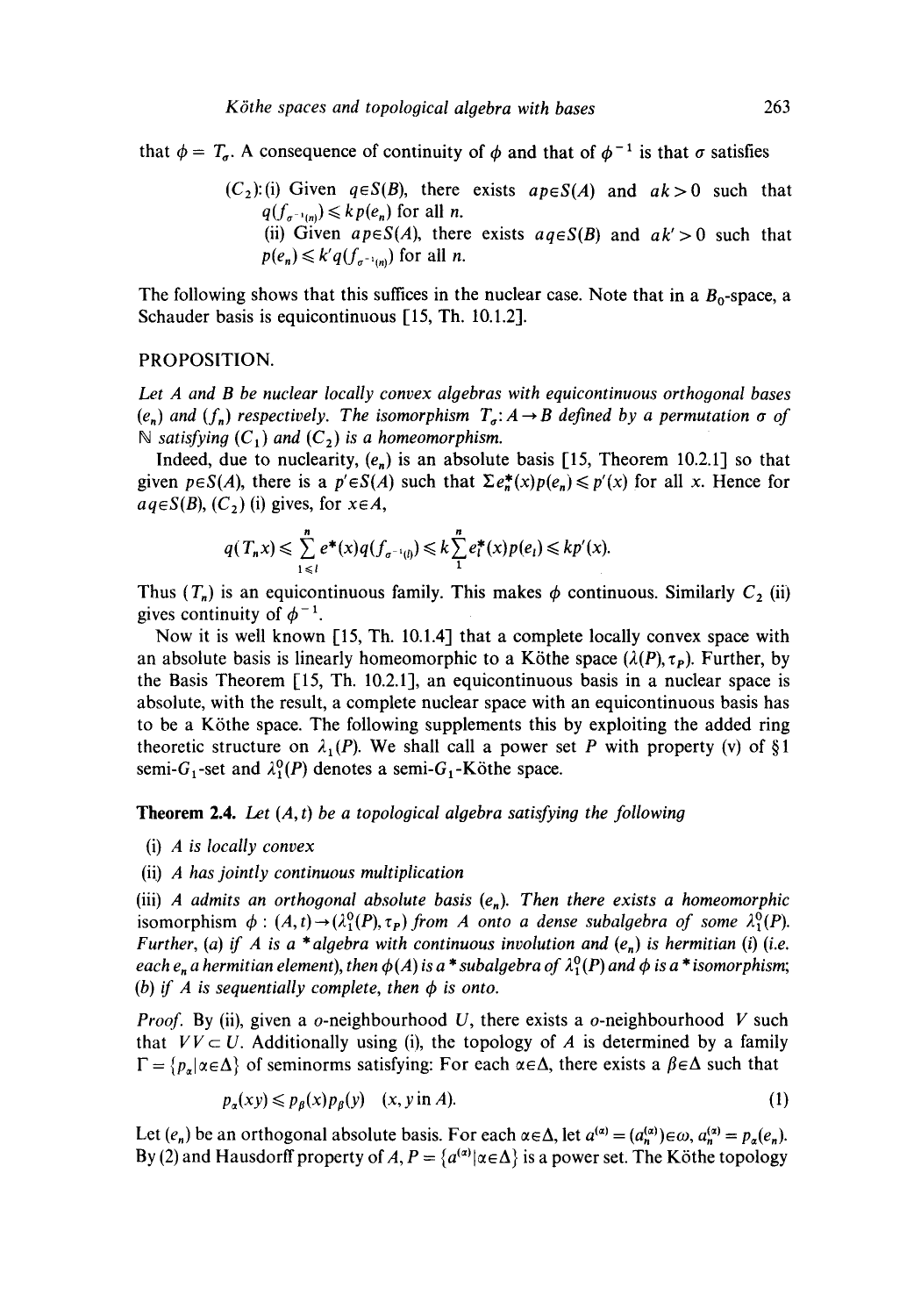that $\phi = T_\sigma$. A consequence of continuity of $\phi$ and that of $\phi^{-1}$ is that $\sigma$ satisfies

> $(C_2)$: (i) Given $q \in S(B)$, there exists a $p \in S(A)$ and a $k > 0$ such that $q(f_{\sigma^{-1}(n)}) \leqslant k p(e_n)$ for all $n$.
>
> (ii) Given a $p \in S(A)$, there exists a $q \in S(B)$ and a $k' > 0$ such that $p(e_n) \leqslant k' q(f_{\sigma^{-1}(n)})$ for all $n$.

The following shows that this suffices in the nuclear case. Note that in a $B_0$-space, a Schauder basis is equicontinuous [15, Th. 10.1.2].

PROPOSITION.

*Let $A$ and $B$ be nuclear locally convex algebras with equicontinuous orthogonal bases $(e_n)$ and $(f_n)$ respectively. The isomorphism $T_\sigma: A \to B$ defined by a permutation $\sigma$ of $\mathbb{N}$ satisfying $(C_1)$ and $(C_2)$ is a homeomorphism.*

Indeed, due to nuclearity, $(e_n)$ is an absolute basis [15, Theorem 10.2.1] so that given $p \in S(A)$, there is a $p' \in S(A)$ such that $\Sigma e_n^*(x) p(e_n) \leqslant p'(x)$ for all $x$. Hence for a $q \in S(B)$, $(C_2)$ (i) gives, for $x \in A$,

$$q(T_n x) \leqslant \sum_{1 \leqslant l}^{n} e^*(x) q(f_{\sigma^{-1}(l)}) \leqslant k \sum_{1}^{n} e_l^*(x) p(e_l) \leqslant k p'(x).$$

Thus $(T_n)$ is an equicontinuous family. This makes $\phi$ continuous. Similarly $C_2$ (ii) gives continuity of $\phi^{-1}$.

Now it is well known [15, Th. 10.1.4] that a complete locally convex space with an absolute basis is linearly homeomorphic to a Köthe space $(\lambda(P), \tau_P)$. Further, by the Basis Theorem [15, Th. 10.2.1], an equicontinuous basis in a nuclear space is absolute, with the result, a complete nuclear space with an equicontinuous basis has to be a Köthe space. The following supplements this by exploiting the added ring theoretic structure on $\lambda_1(P)$. We shall call a power set $P$ with property (v) of §1 semi-$G_1$-set and $\lambda_1^0(P)$ denotes a semi-$G_1$-Köthe space.

**Theorem 2.4.** *Let $(A, t)$ be a topological algebra satisfying the following*

*(i) $A$ is locally convex*

*(ii) $A$ has jointly continuous multiplication*

*(iii) $A$ admits an orthogonal absolute basis $(e_n)$. Then there exists a homeomorphic isomorphism $\phi: (A, t) \to (\lambda_1^0(P), \tau_P)$ from $A$ onto a dense subalgebra of some $\lambda_1^0(P)$. Further, (a) if $A$ is a \*algebra with continuous involution and $(e_n)$ is hermitian (i) (i.e. each $e_n$ a hermitian element), then $\phi(A)$ is a \*subalgebra of $\lambda_1^0(P)$ and $\phi$ is a \*isomorphism; (b) if $A$ is sequentially complete, then $\phi$ is onto.*

*Proof.* By (ii), given a $o$-neighbourhood $U$, there exists a $o$-neighbourhood $V$ such that $VV \subset U$. Additionally using (i), the topology of $A$ is determined by a family $\Gamma = \{p_\alpha | \alpha \in \Delta\}$ of seminorms satisfying: For each $\alpha \in \Delta$, there exists a $\beta \in \Delta$ such that

$$p_\alpha(xy) \leqslant p_\beta(x) p_\beta(y) \quad (x, y \text{ in } A). \tag{1}$$

Let $(e_n)$ be an orthogonal absolute basis. For each $\alpha \in \Delta$, let $a^{(\alpha)} = (a_n^{(\alpha)}) \in \omega$, $a_n^{(\alpha)} = p_\alpha(e_n)$. By (2) and Hausdorff property of $A$, $P = \{a^{(\alpha)} | \alpha \in \Delta\}$ is a power set. The Köthe topology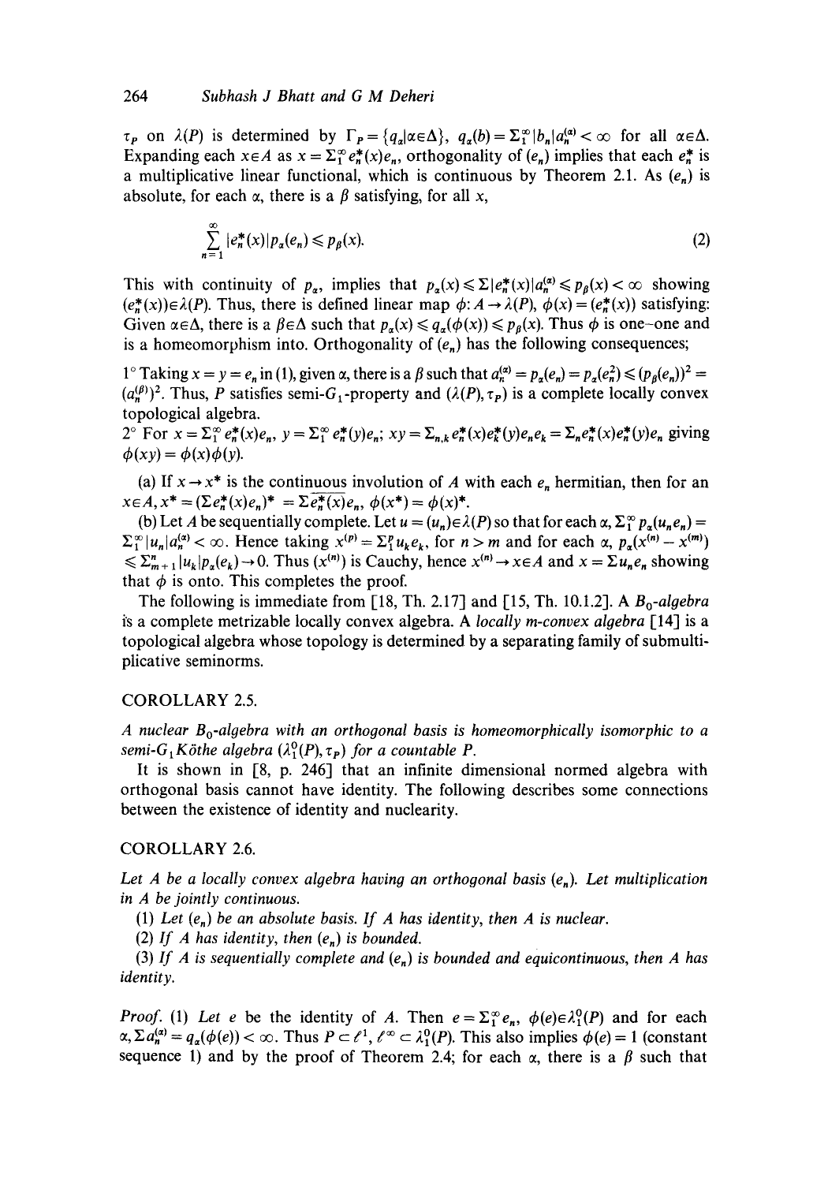$\tau_P$ on $\lambda(P)$ is determined by $\Gamma_P = \{q_\alpha | \alpha \in \Delta\}$, $q_\alpha(b) = \Sigma_1^\infty |b_n| a_n^{(\alpha)} < \infty$ for all $\alpha \in \Delta$. Expanding each $x \in A$ as $x = \Sigma_1^\infty e_n^*(x) e_n$, orthogonality of $(e_n)$ implies that each $e_n^*$ is a multiplicative linear functional, which is continuous by Theorem 2.1. As $(e_n)$ is absolute, for each $\alpha$, there is a $\beta$ satisfying, for all $x$,

$$\sum_{n=1}^{\infty} |e_n^*(x)| p_\alpha(e_n) \leqslant p_\beta(x). \tag{2}$$

This with continuity of $p_\alpha$, implies that $p_\alpha(x) \leqslant \Sigma |e_n^*(x)| a_n^{(\alpha)} \leqslant p_\beta(x) < \infty$ showing $(e_n^*(x)) \in \lambda(P)$. Thus, there is defined linear map $\phi: A \to \lambda(P)$, $\phi(x) = (e_n^*(x))$ satisfying: Given $\alpha \in \Delta$, there is a $\beta \in \Delta$ such that $p_\alpha(x) \leqslant q_\alpha(\phi(x)) \leqslant p_\beta(x)$. Thus $\phi$ is one–one and is a homeomorphism into. Orthogonality of $(e_n)$ has the following consequences;

1° Taking $x = y = e_n$ in (1), given $\alpha$, there is a $\beta$ such that $a_n^{(\alpha)} = p_\alpha(e_n) = p_\alpha(e_n^2) \leqslant (p_\beta(e_n))^2 = (a_n^{(\beta)})^2$. Thus, $P$ satisfies semi-$G_1$-property and $(\lambda(P), \tau_P)$ is a complete locally convex topological algebra.

2° For $x = \Sigma_1^\infty e_n^*(x) e_n$, $y = \Sigma_1^\infty e_n^*(y) e_n$; $xy = \Sigma_{n,k} e_n^*(x) e_k^*(y) e_n e_k = \Sigma_n e_n^*(x) e_n^*(y) e_n$ giving $\phi(xy) = \phi(x)\phi(y)$.

(a) If $x \to x^*$ is the continuous involution of $A$ with each $e_n$ hermitian, then for an $x \in A$, $x^* = (\Sigma e_n^*(x) e_n)^* = \Sigma \overline{e_n^*(x)} e_n$, $\phi(x^*) = \phi(x)^*$.

(b) Let $A$ be sequentially complete. Let $u = (u_n) \in \lambda(P)$ so that for each $\alpha$, $\Sigma_1^\infty p_\alpha(u_n e_n) = \Sigma_1^\infty |u_n| a_n^{(\alpha)} < \infty$. Hence taking $x^{(p)} = \Sigma_1^p u_k e_k$, for $n > m$ and for each $\alpha$, $p_\alpha(x^{(n)} - x^{(m)}) \leqslant \Sigma_{m+1}^n |u_k| p_\alpha(e_k) \to 0$. Thus $(x^{(n)})$ is Cauchy, hence $x^{(n)} \to x \in A$ and $x = \Sigma u_n e_n$ showing that $\phi$ is onto. This completes the proof.

The following is immediate from [18, Th. 2.17] and [15, Th. 10.1.2]. A *$B_0$-algebra* is a complete metrizable locally convex algebra. A *locally m-convex algebra* [14] is a topological algebra whose topology is determined by a separating family of submultiplicative seminorms.

COROLLARY 2.5.

*A nuclear $B_0$-algebra with an orthogonal basis is homeomorphically isomorphic to a semi-$G_1$ Köthe algebra $(\lambda_1^0(P), \tau_P)$ for a countable $P$.*

It is shown in [8, p. 246] that an infinite dimensional normed algebra with orthogonal basis cannot have identity. The following describes some connections between the existence of identity and nuclearity.

COROLLARY 2.6.

*Let $A$ be a locally convex algebra having an orthogonal basis $(e_n)$. Let multiplication in $A$ be jointly continuous.*

*(1) Let $(e_n)$ be an absolute basis. If $A$ has identity, then $A$ is nuclear.*

*(2) If $A$ has identity, then $(e_n)$ is bounded.*

*(3) If $A$ is sequentially complete and $(e_n)$ is bounded and equicontinuous, then $A$ has identity.*

*Proof.* (1) Let $e$ be the identity of $A$. Then $e = \Sigma_1^\infty e_n$, $\phi(e) \in \lambda_1^0(P)$ and for each $\alpha$, $\Sigma a_n^{(\alpha)} = q_\alpha(\phi(e)) < \infty$. Thus $P \subset \ell^1$, $\ell^\infty \subset \lambda_1^0(P)$. This also implies $\phi(e) = 1$ (constant sequence 1) and by the proof of Theorem 2.4; for each $\alpha$, there is a $\beta$ such that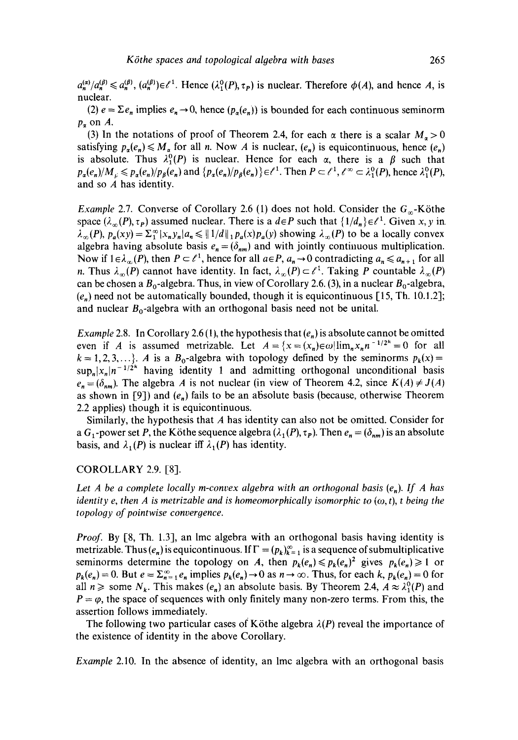$a_n^{(\alpha)}/a_n^{(\beta)} \leqslant a_n^{(\beta)}$, $(a_n^{(\beta)}) \in \ell^1$. Hence $(\lambda_1^0(P), \tau_P)$ is nuclear. Therefore $\phi(A)$, and hence $A$, is nuclear.

(2) $e = \Sigma e_n$ implies $e_n \to 0$, hence $(p_\alpha(e_n))$ is bounded for each continuous seminorm $p_\alpha$ on $A$.

(3) In the notations of proof of Theorem 2.4, for each $\alpha$ there is a scalar $M_\alpha > 0$ satisfying $p_\alpha(e_n) \leqslant M_\alpha$ for all $n$. Now $A$ is nuclear, $(e_n)$ is equicontinuous, hence $(e_n)$ is absolute. Thus $\lambda_1^0(P)$ is nuclear. Hence for each $\alpha$, there is a $\beta$ such that $p_\alpha(e_n)/M_\beta \leqslant p_\alpha(e_n)/p_\beta(e_n)$ and $\{p_\alpha(e_n)/p_\beta(e_n)\} \in \ell^1$. Then $P \subset \ell^1$, $\ell^\infty \subset \lambda_1^0(P)$, hence $\lambda_1^0(P)$, and so $A$ has identity.

*Example* 2.7. Converse of Corollary 2.6 (1) does not hold. Consider the $G_\infty$-Köthe space $(\lambda_\infty(P), \tau_P)$ assumed nuclear. There is a $d \in P$ such that $\{1/d_n\} \in \ell^1$. Given $x, y$ in $\lambda_\infty(P)$, $p_a(xy) = \Sigma_1^\infty |x_n y_n| a_n \leqslant \| 1/d \|_1 p_a(x) p_a(y)$ showing $\lambda_\infty(P)$ to be a locally convex algebra having absolute basis $e_n = (\delta_{nm})$ and with jointly continuous multiplication. Now if $1 \in \lambda_\infty(P)$, then $P \subset \ell^1$, hence for all $a \in P$, $a_n \to 0$ contradicting $a_n \leqslant a_{n+1}$ for all $n$. Thus $\lambda_\infty(P)$ cannot have identity. In fact, $\lambda_\infty(P) \subset \ell^1$. Taking $P$ countable $\lambda_\infty(P)$ can be chosen a $B_0$-algebra. Thus, in view of Corollary 2.6. (3), in a nuclear $B_0$-algebra, $(e_n)$ need not be automatically bounded, though it is equicontinuous [15, Th. 10.1.2]; and nuclear $B_0$-algebra with an orthogonal basis need not be unital.

*Example* 2.8. In Corollary 2.6 (1), the hypothesis that $(e_n)$ is absolute cannot be omitted even if $A$ is assumed metrizable. Let $A = \{x = (x_n) \in \omega | \lim_n x_n n^{-1/2^k} = 0$ for all $k = 1, 2, 3, \ldots\}$. $A$ is a $B_0$-algebra with topology defined by the seminorms $p_k(x) = \sup_n |x_n| n^{-1/2^k}$ having identity 1 and admitting orthogonal unconditional basis $e_n = (\delta_{nm})$. The algebra $A$ is not nuclear (in view of Theorem 4.2, since $K(A) \neq J(A)$ as shown in [9]) and $(e_n)$ fails to be an absolute basis (because, otherwise Theorem 2.2 applies) though it is equicontinuous.

Similarly, the hypothesis that $A$ has identity can also not be omitted. Consider for a $G_1$-power set $P$, the Köthe sequence algebra $(\lambda_1(P), \tau_P)$. Then $e_n = (\delta_{nm})$ is an absolute basis, and $\lambda_1(P)$ is nuclear iff $\lambda_1(P)$ has identity.

COROLLARY 2.9. [8].

*Let $A$ be a complete locally m-convex algebra with an orthogonal basis $(e_n)$. If $A$ has identity $e$, then $A$ is metrizable and is homeomorphically isomorphic to $(\omega, t)$, $t$ being the topology of pointwise convergence.*

*Proof.* By [8, Th. 1.3], an lmc algebra with an orthogonal basis having identity is metrizable. Thus $(e_n)$ is equicontinuous. If $\Gamma = (p_k)_{k=1}^\infty$ is a sequence of submultiplicative seminorms determine the topology on $A$, then $p_k(e_n) \leqslant p_k(e_n)^2$ gives $p_k(e_n) \geqslant 1$ or $p_k(e_n) = 0$. But $e = \Sigma_{n=1}^\infty e_n$ implies $p_k(e_n) \to 0$ as $n \to \infty$. Thus, for each $k$, $p_k(e_n) = 0$ for all $n \geqslant$ some $N_k$. This makes $(e_n)$ an absolute basis. By Theorem 2.4, $A \approx \lambda_1^0(P)$ and $P = \varphi$, the space of sequences with only finitely many non-zero terms. From this, the assertion follows immediately.

The following two particular cases of Köthe algebra $\lambda(P)$ reveal the importance of the existence of identity in the above Corollary.

*Example* 2.10. In the absence of identity, an lmc algebra with an orthogonal basis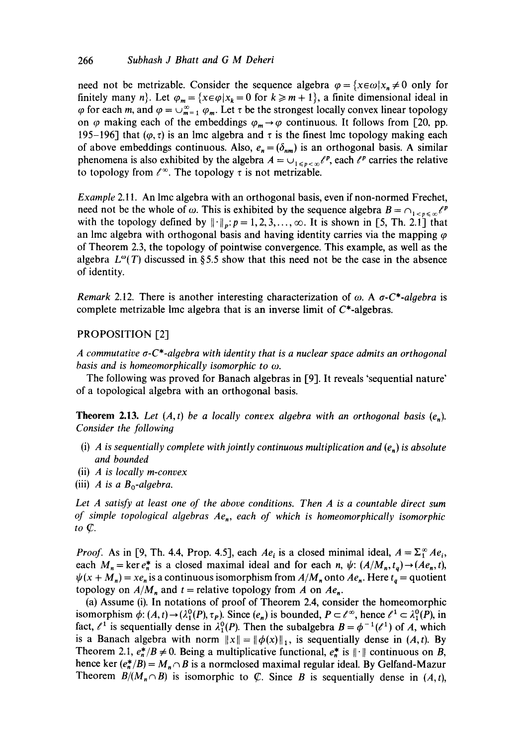need not be metrizable. Consider the sequence algebra $\varphi = \{x \in \omega | x_n \neq 0$ only for finitely many $n\}$. Let $\varphi_m = \{x \in \varphi | x_k = 0$ for $k \geqslant m+1\}$, a finite dimensional ideal in $\varphi$ for each $m$, and $\varphi = \cup_{m=1}^{\infty} \varphi_m$. Let $\tau$ be the strongest locally convex linear topology on $\varphi$ making each of the embeddings $\varphi_m \to \varphi$ continuous. It follows from [20, pp. 195–196] that $(\varphi, \tau)$ is an lmc algebra and $\tau$ is the finest lmc topology making each of above embeddings continuous. Also, $e_n = (\delta_{nm})$ is an orthogonal basis. A similar phenomena is also exhibited by the algebra $A = \cup_{1 \leqslant p < \infty} \ell^p$, each $\ell^p$ carries the relative to topology from $\ell^\infty$. The topology $\tau$ is not metrizable.

*Example* 2.11. An lmc algebra with an orthogonal basis, even if non-normed Frechet, need not be the whole of $\omega$. This is exhibited by the sequence algebra $B = \cap_{1 < p \leqslant \infty} \ell^p$ with the topology defined by $\|\cdot\|_p$: $p = 1, 2, 3, \ldots, \infty$. It is shown in [5, Th. 2.1] that an lmc algebra with orthogonal basis and having identity carries via the mapping $\varphi$ of Theorem 2.3, the topology of pointwise convergence. This example, as well as the algebra $L^\omega(T)$ discussed in §5.5 show that this need not be the case in the absence of identity.

*Remark* 2.12. There is another interesting characterization of $\omega$. A *$\sigma$-$C^*$-algebra* is complete metrizable lmc algebra that is an inverse limit of $C^*$-algebras.

PROPOSITION [2]

*A commutative $\sigma$-$C^*$-algebra with identity that is a nuclear space admits an orthogonal basis and is homeomorphically isomorphic to $\omega$.*

The following was proved for Banach algebras in [9]. It reveals 'sequential nature' of a topological algebra with an orthogonal basis.

**Theorem 2.13.** *Let $(A, t)$ be a locally convex algebra with an orthogonal basis $(e_n)$. Consider the following*

- (i) *$A$ is sequentially complete with jointly continuous multiplication and $(e_n)$ is absolute and bounded*
- (ii) *$A$ is locally m-convex*
- (iii) *$A$ is a $B_0$-algebra.*

*Let $A$ satisfy at least one of the above conditions. Then $A$ is a countable direct sum of simple topological algebras $Ae_n$, each of which is homeomorphically isomorphic to $\mathbb{C}$.*

*Proof.* As in [9, Th. 4.4, Prop. 4.5], each $Ae_i$ is a closed minimal ideal, $A = \Sigma_1^\infty Ae_i$, each $M_n = \ker e_n^*$ is a closed maximal ideal and for each $n$, $\psi$: $(A/M_n, t_q) \to (Ae_n, t)$, $\psi(x + M_n) = xe_n$ is a continuous isomorphism from $A/M_n$ onto $Ae_n$. Here $t_q$ = quotient topology on $A/M_n$ and $t$ = relative topology from $A$ on $Ae_n$.

(a) Assume (i). In notations of proof of Theorem 2.4, consider the homeomorphic isomorphism $\phi$: $(A, t) \to (\lambda_1^0(P), \tau_P)$. Since $(e_n)$ is bounded, $P \subset \ell^\infty$, hence $\ell^1 \subset \lambda_1^0(P)$, in fact, $\ell^1$ is sequentially dense in $\lambda_1^0(P)$. Then the subalgebra $B = \phi^{-1}(\ell^1)$ of $A$, which is a Banach algebra with norm $\|x\| = \|\phi(x)\|_1$, is sequentially dense in $(A, t)$. By Theorem 2.1, $e_n^*/B \neq 0$. Being a multiplicative functional, $e_n^*$ is $\|\cdot\|$ continuous on $B$, hence $\ker(e_n^*/B) = M_n \cap B$ is a normclosed maximal regular ideal. By Gelfand-Mazur Theorem $B/(M_n \cap B)$ is isomorphic to $\mathbb{C}$. Since $B$ is sequentially dense in $(A, t)$,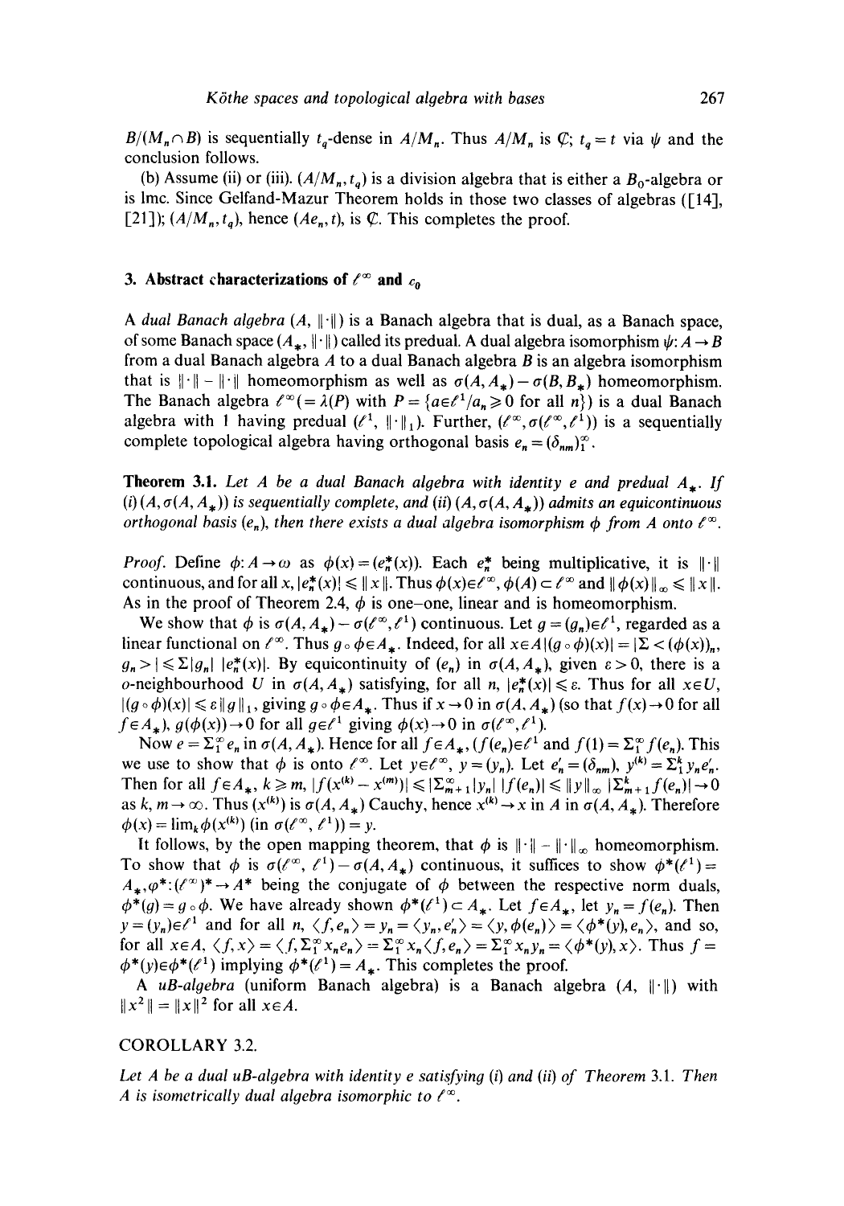$B/(M_n \cap B)$ is sequentially $t_q$-dense in $A/M_n$. Thus $A/M_n$ is $\mathbb{C}$; $t_q = t$ via $\psi$ and the conclusion follows.

(b) Assume (ii) or (iii). $(A/M_n, t_q)$ is a division algebra that is either a $B_0$-algebra or is lmc. Since Gelfand-Mazur Theorem holds in those two classes of algebras ([14], [21]); $(A/M_n, t_q)$, hence $(Ae_n, t)$, is $\mathbb{C}$. This completes the proof.

## 3. Abstract characterizations of $\ell^\infty$ and $c_0$

A *dual Banach algebra* $(A, \|\cdot\|)$ is a Banach algebra that is dual, as a Banach space, of some Banach space $(A_*, \|\cdot\|)$ called its predual. A dual algebra isomorphism $\psi: A \to B$ from a dual Banach algebra $A$ to a dual Banach algebra $B$ is an algebra isomorphism that is $\|\cdot\| - \|\cdot\|$ homeomorphism as well as $\sigma(A, A_*) - \sigma(B, B_*)$ homeomorphism. The Banach algebra $\ell^\infty (= \lambda(P)$ with $P = \{a \in \ell^1 / a_n \geqslant 0$ for all $n\})$ is a dual Banach algebra with 1 having predual $(\ell^1, \|\cdot\|_1)$. Further, $(\ell^\infty, \sigma(\ell^\infty, \ell^1))$ is a sequentially complete topological algebra having orthogonal basis $e_n = (\delta_{nm})_1^\infty$.

**Theorem 3.1.** *Let $A$ be a dual Banach algebra with identity $e$ and predual $A_*$. If (i) $(A, \sigma(A, A_*))$ is sequentially complete, and (ii) $(A, \sigma(A, A_*))$ admits an equicontinuous orthogonal basis $(e_n)$, then there exists a dual algebra isomorphism $\phi$ from $A$ onto $\ell^\infty$.*

*Proof.* Define $\phi: A \to \omega$ as $\phi(x) = (e_n^*(x))$. Each $e_n^*$ being multiplicative, it is $\|\cdot\|$ continuous, and for all $x$, $|e_n^*(x)| \leqslant \|x\|$. Thus $\phi(x) \in \ell^\infty$, $\phi(A) \subset \ell^\infty$ and $\|\phi(x)\|_\infty \leqslant \|x\|$. As in the proof of Theorem 2.4, $\phi$ is one–one, linear and is homeomorphism.

We show that $\phi$ is $\sigma(A, A_*) - \sigma(\ell^\infty, \ell^1)$ continuous. Let $g = (g_n) \in \ell^1$, regarded as a linear functional on $\ell^\infty$. Thus $g \circ \phi \in A_*$. Indeed, for all $x \in A\, |(g \circ \phi)(x)| = |\Sigma < (\phi(x))_n, g_n > | \leqslant \Sigma |g_n|\, |e_n^*(x)|$. By equicontinuity of $(e_n)$ in $\sigma(A, A_*)$, given $\varepsilon > 0$, there is a $o$-neighbourhood $U$ in $\sigma(A, A_*)$ satisfying, for all $n$, $|e_n^*(x)| \leqslant \varepsilon$. Thus for all $x \in U$, $|(g \circ \phi)(x)| \leqslant \varepsilon \|g\|_1$, giving $g \circ \phi \in A_*$. Thus if $x \to 0$ in $\sigma(A, A_*)$ (so that $f(x) \to 0$ for all $f \in A_*$), $g(\phi(x)) \to 0$ for all $g \in \ell^1$ giving $\phi(x) \to 0$ in $\sigma(\ell^\infty, \ell^1)$.

Now $e = \Sigma_1^\infty e_n$ in $\sigma(A, A_*)$. Hence for all $f \in A_*$, $(f(e_n)) \in \ell^1$ and $f(1) = \Sigma_1^\infty f(e_n)$. This we use to show that $\phi$ is onto $\ell^\infty$. Let $y \in \ell^\infty$, $y = (y_n)$. Let $e_n' = (\delta_{nm})$, $y^{(k)} = \Sigma_1^k y_n e_n'$. Then for all $f \in A_*$, $k \geqslant m$, $|f(x^{(k)} - x^{(m)})| \leqslant |\Sigma_{m+1}^\infty |y_n|\, |f(e_n)| \leqslant \|y\|_\infty\, |\Sigma_{m+1}^k f(e_n)| \to 0$ as $k, m \to \infty$. Thus $(x^{(k)})$ is $\sigma(A, A_*)$ Cauchy, hence $x^{(k)} \to x$ in $A$ in $\sigma(A, A_*)$. Therefore $\phi(x) = \lim_k \phi(x^{(k)})$ (in $\sigma(\ell^\infty, \ell^1)$) $= y$.

It follows, by the open mapping theorem, that $\phi$ is $\|\cdot\| - \|\cdot\|_\infty$ homeomorphism. To show that $\phi$ is $\sigma(\ell^\infty, \ell^1) - \sigma(A, A_*)$ continuous, it suffices to show $\phi^*(\ell^1) = A_*, \phi^*: (\ell^\infty)^* \to A^*$ being the conjugate of $\phi$ between the respective norm duals, $\phi^*(g) = g \circ \phi$. We have already shown $\phi^*(\ell^1) \subset A_*$. Let $f \in A_*$, let $y_n = f(e_n)$. Then $y = (y_n) \in \ell^1$ and for all $n$, $\langle f, e_n \rangle = y_n = \langle y_n, e_n' \rangle = \langle y, \phi(e_n) \rangle = \langle \phi^*(y), e_n \rangle$, and so, for all $x \in A$, $\langle f, x \rangle = \langle f, \Sigma_1^\infty x_n e_n \rangle = \Sigma_1^\infty x_n \langle f, e_n \rangle = \Sigma_1^\infty x_n y_n = \langle \phi^*(y), x \rangle$. Thus $f = \phi^*(y) \in \phi^*(\ell^1)$ implying $\phi^*(\ell^1) = A_*$. This completes the proof.

A *uB-algebra* (uniform Banach algebra) is a Banach algebra $(A, \|\cdot\|)$ with $\|x^2\| = \|x\|^2$ for all $x \in A$.

COROLLARY 3.2.

*Let $A$ be a dual uB-algebra with identity $e$ satisfying (i) and (ii) of Theorem 3.1. Then $A$ is isometrically dual algebra isomorphic to $\ell^\infty$.*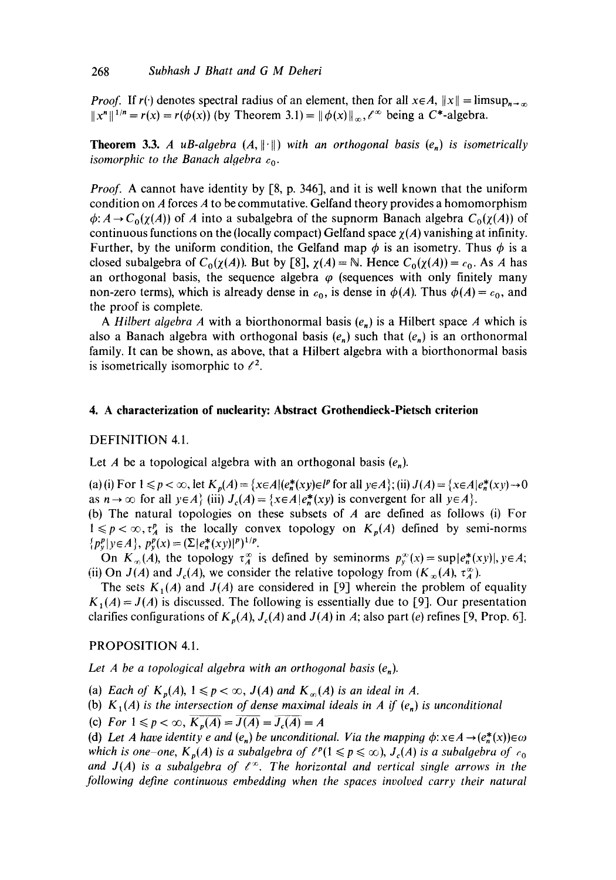*Proof.* If $r(\cdot)$ denotes spectral radius of an element, then for all $x \in A$, $\|x\| = \limsup_{n\to\infty} \|x^n\|^{1/n} = r(x) = r(\phi(x))$ (by Theorem 3.1) $= \|\phi(x)\|_\infty$, $\ell^\infty$ being a $C^*$-algebra.

**Theorem 3.3.** *A uB-algebra $(A, \|\cdot\|)$ with an orthogonal basis $(e_n)$ is isometrically isomorphic to the Banach algebra $c_0$.*

*Proof.* A cannot have identity by [8, p. 346], and it is well known that the uniform condition on $A$ forces $A$ to be commutative. Gelfand theory provides a homomorphism $\phi: A \to C_0(\chi(A))$ of $A$ into a subalgebra of the supnorm Banach algebra $C_0(\chi(A))$ of continuous functions on the (locally compact) Gelfand space $\chi(A)$ vanishing at infinity. Further, by the uniform condition, the Gelfand map $\phi$ is an isometry. Thus $\phi$ is a closed subalgebra of $C_0(\chi(A))$. But by [8], $\chi(A) = \mathbb{N}$. Hence $C_0(\chi(A)) = c_0$. As $A$ has an orthogonal basis, the sequence algebra $\varphi$ (sequences with only finitely many non-zero terms), which is already dense in $c_0$, is dense in $\phi(A)$. Thus $\phi(A) = c_0$, and the proof is complete.

A *Hilbert algebra* $A$ with a biorthonormal basis $(e_n)$ is a Hilbert space $A$ which is also a Banach algebra with orthogonal basis $(e_n)$ such that $(e_n)$ is an orthonormal family. It can be shown, as above, that a Hilbert algebra with a biorthonormal basis is isometrically isomorphic to $\ell^2$.

## 4. A characterization of nuclearity: Abstract Grothendieck-Pietsch criterion

DEFINITION 4.1.

Let $A$ be a topological algebra with an orthogonal basis $(e_n)$.

(a) (i) For $1 \leqslant p < \infty$, let $K_p(A) = \{x \in A | (e_n^*(xy) \in l^p$ for all $y \in A\}$; (ii) $J(A) = \{x \in A | e_n^*(xy) \to 0$ as $n \to \infty$ for all $y \in A\}$ (iii) $J_c(A) = \{x \in A | e_n^*(xy)$ is convergent for all $y \in A\}$.

(b) The natural topologies on these subsets of $A$ are defined as follows (i) For $1 \leqslant p < \infty, \tau_A^p$ is the locally convex topology on $K_p(A)$ defined by semi-norms $\{p_y^p | y \in A\}$, $p_y^p(x) = (\Sigma |e_n^*(xy)|^p)^{1/p}$.

On $K_\infty(A)$, the topology $\tau_A^\infty$ is defined by seminorms $p_y^\infty(x) = \sup|e_n^*(xy)|, y \in A$; (ii) On $J(A)$ and $J_c(A)$, we consider the relative topology from $(K_\infty(A), \tau_A^\infty)$.

The sets $K_1(A)$ and $J(A)$ are considered in [9] wherein the problem of equality $K_1(A) = J(A)$ is discussed. The following is essentially due to [9]. Our presentation clarifies configurations of $K_p(A)$, $J_c(A)$ and $J(A)$ in $A$; also part (e) refines [9, Prop. 6].

PROPOSITION 4.1.

*Let $A$ be a topological algebra with an orthogonal basis $(e_n)$.*

(a) *Each of $K_p(A)$, $1 \leqslant p < \infty$, $J(A)$ and $K_\infty(A)$ is an ideal in $A$.*

(b) *$K_1(A)$ is the intersection of dense maximal ideals in $A$ if $(e_n)$ is unconditional*

(c) *For $1 \leqslant p < \infty$, $\overline{K_p(A)} = \overline{J(A)} = \overline{J_c(A)} = A$*

(d) *Let $A$ have identity $e$ and $(e_n)$ be unconditional. Via the mapping $\phi: x \in A \to (e_n^*(x)) \in \omega$ which is one-one, $K_p(A)$ is a subalgebra of $\ell^p (1 \leqslant p \leqslant \infty)$, $J_c(A)$ is a subalgebra of $c_0$ and $J(A)$ is a subalgebra of $\ell^\infty$. The horizontal and vertical single arrows in the following define continuous embedding when the spaces involved carry their natural*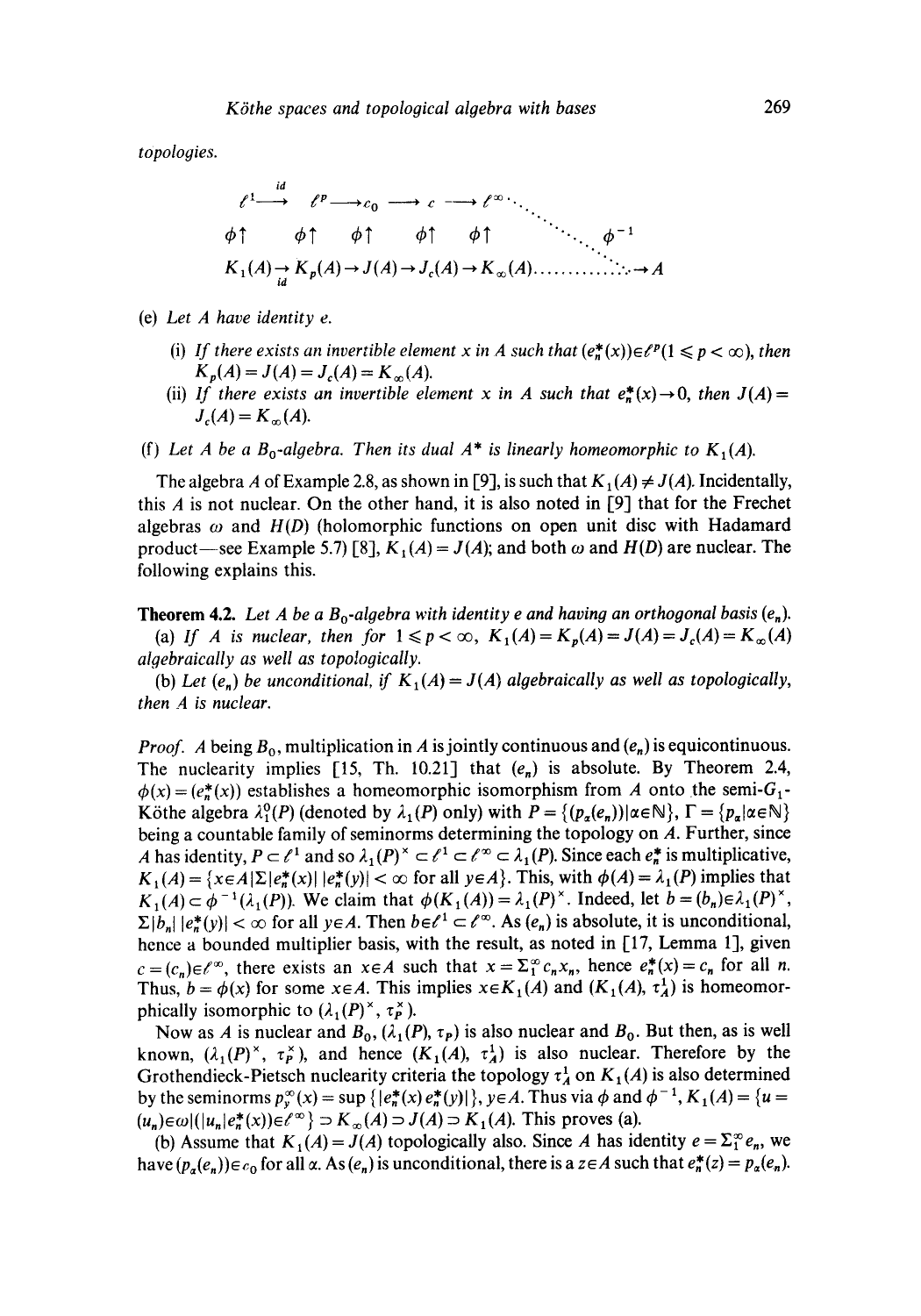topologies.

$$
\begin{array}{ccccccccccc}
\ell^1 & \xrightarrow{id} & \ell^p & \longrightarrow & c_0 & \longrightarrow & c & \longrightarrow & \ell^\infty & \cdots & \\
\phi\uparrow & & \phi\uparrow & & \phi\uparrow & & \phi\uparrow & & \phi\uparrow & & \phi^{-1} \\
K_1(A) & \xrightarrow[id]{} & K_p(A) & \rightarrow & J(A) & \rightarrow & J_c(A) & \rightarrow & K_\infty(A) & \cdots\cdots & \rightarrow A
\end{array}
$$

(e) *Let $A$ have identity $e$.*

(i) *If there exists an invertible element $x$ in $A$ such that $(e_n^*(x))\in\ell^p (1\leqslant p<\infty)$, then $K_p(A)=J(A)=J_c(A)=K_\infty(A)$.*

(ii) *If there exists an invertible element $x$ in $A$ such that $e_n^*(x)\to 0$, then $J(A)=J_c(A)=K_\infty(A)$.*

(f) *Let $A$ be a $B_0$-algebra. Then its dual $A^*$ is linearly homeomorphic to $K_1(A)$.*

The algebra $A$ of Example 2.8, as shown in [9], is such that $K_1(A)\neq J(A)$. Incidentally, this $A$ is not nuclear. On the other hand, it is also noted in [9] that for the Frechet algebras $\omega$ and $H(D)$ (holomorphic functions on open unit disc with Hadamard product—see Example 5.7) [8], $K_1(A)=J(A)$; and both $\omega$ and $H(D)$ are nuclear. The following explains this.

**Theorem 4.2.** *Let $A$ be a $B_0$-algebra with identity $e$ and having an orthogonal basis $(e_n)$.*

*(a) If $A$ is nuclear, then for $1\leqslant p<\infty$, $K_1(A)=K_p(A)=J(A)=J_c(A)=K_\infty(A)$ algebraically as well as topologically.*

*(b) Let $(e_n)$ be unconditional, if $K_1(A)=J(A)$ algebraically as well as topologically, then $A$ is nuclear.*

*Proof.* $A$ being $B_0$, multiplication in $A$ is jointly continuous and $(e_n)$ is equicontinuous. The nuclearity implies [15, Th. 10.21] that $(e_n)$ is absolute. By Theorem 2.4, $\phi(x)=(e_n^*(x))$ establishes a homeomorphism from $A$ onto the semi-$G_1$-Köthe algebra $\lambda_1^0(P)$ (denoted by $\lambda_1(P)$ only) with $P=\{(p_\alpha(e_n))|\alpha\in\mathbb{N}\}$, $\Gamma=\{p_\alpha|\alpha\in\mathbb{N}\}$ being a countable family of seminorms determining the topology on $A$. Further, since $A$ has identity, $P\subset\ell^1$ and so $\lambda_1(P)^\times\subset\ell^1\subset\ell^\infty\subset\lambda_1(P)$. Since each $e_n^*$ is multiplicative, $K_1(A)=\{x\in A|\Sigma|e_n^*(x)|\,|e_n^*(y)|<\infty$ for all $y\in A\}$. This, with $\phi(A)=\lambda_1(P)$ implies that $K_1(A)\subset\phi^{-1}(\lambda_1(P))$. We claim that $\phi(K_1(A))=\lambda_1(P)^\times$. Indeed, let $b=(b_n)\in\lambda_1(P)^\times$, $\Sigma|b_n|\,|e_n^*(y)|<\infty$ for all $y\in A$. Then $b\in\ell^1\subset\ell^\infty$. As $(e_n)$ is absolute, it is unconditional, hence a bounded multiplier basis, with the result, as noted in [17, Lemma 1], given $c=(c_n)\in\ell^\infty$, there exists an $x\in A$ such that $x=\Sigma_1^\infty c_nx_n$, hence $e_n^*(x)=c_n$ for all $n$. Thus, $b=\phi(x)$ for some $x\in A$. This implies $x\in K_1(A)$ and $(K_1(A),\tau_A^1)$ is homeomorphically isomorphic to $(\lambda_1(P)^\times,\tau_P^\times)$.

Now as $A$ is nuclear and $B_0$, $(\lambda_1(P),\tau_P)$ is also nuclear and $B_0$. But then, as is well known, $(\lambda_1(P)^\times,\tau_P^\times)$, and hence $(K_1(A),\tau_A^1)$ is also nuclear. Therefore by the Grothendieck-Pietsch nuclearity criteria the topology $\tau_A^1$ on $K_1(A)$ is also determined by the seminorms $p_y^\infty(x)=\sup\{|e_n^*(x)e_n^*(y)|\}$, $y\in A$. Thus via $\phi$ and $\phi^{-1}$, $K_1(A)=\{u=(u_n)\in\omega|(|u_n|e_n^*(x)|)\in\ell^\infty\}\supset K_\infty(A)\supset J(A)\supset K_1(A)$. This proves (a).

(b) Assume that $K_1(A)=J(A)$ topologically also. Since $A$ has identity $e=\Sigma_1^\infty e_n$, we have $(p_\alpha(e_n))\in c_0$ for all $\alpha$. As $(e_n)$ is unconditional, there is a $z\in A$ such that $e_n^*(z)=p_\alpha(e_n)$.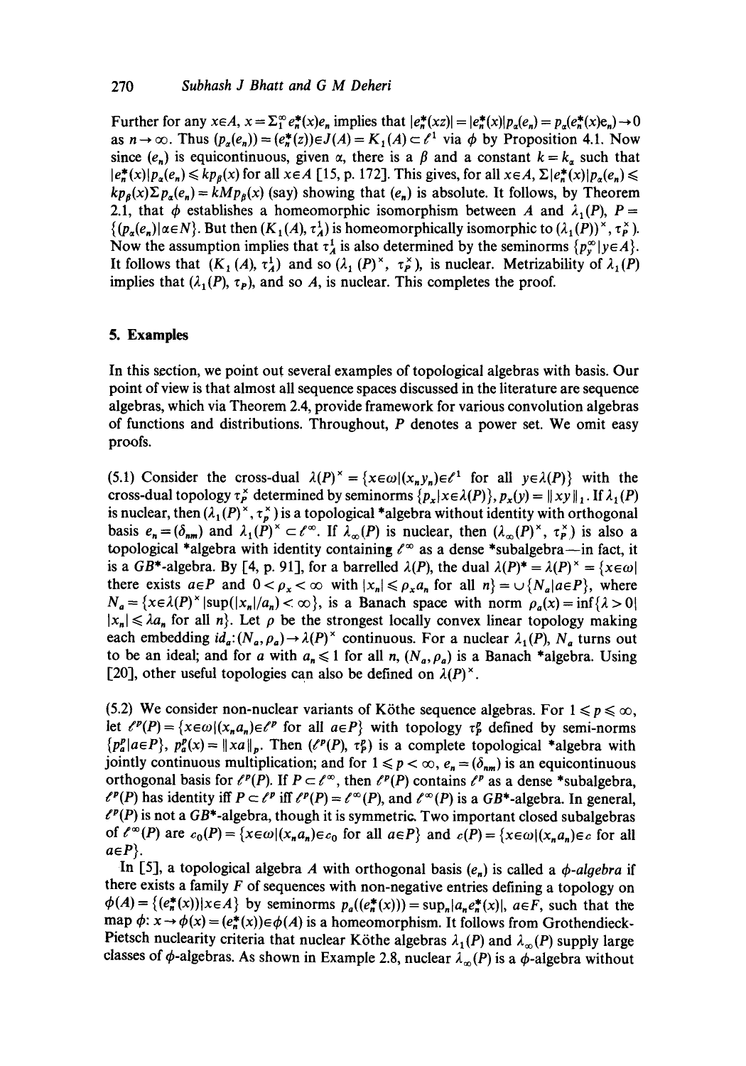Further for any $x \in A$, $x = \Sigma_1^\infty e_n^*(x) e_n$ implies that $|e_n^*(xz)| = |e_n^*(x)| p_\alpha(e_n) = p_\alpha(e_n^*(x) e_n) \to 0$ as $n \to \infty$. Thus $(p_\alpha(e_n)) = (e_n^*(z)) \in J(A) = K_1(A) \subset \ell^1$ via $\phi$ by Proposition 4.1. Now since $(e_n)$ is equicontinuous, given $\alpha$, there is a $\beta$ and a constant $k = k_\alpha$ such that $|e_n^*(x)| p_\alpha(e_n) \leqslant k p_\beta(x)$ for all $x \in A$ [15, p. 172]. This gives, for all $x \in A$, $\Sigma |e_n^*(x)| p_\alpha(e_n) \leqslant k p_\beta(x) \Sigma p_\alpha(e_n) = k M p_\beta(x)$ (say) showing that $(e_n)$ is absolute. It follows, by Theorem 2.1, that $\phi$ establishes a homeomorphic isomorphism between $A$ and $\lambda_1(P)$, $P = \{(p_\alpha(e_n) | \alpha \in N\}$. But then $(K_1(A), \tau_A^1)$ is homeomorphically isomorphic to $(\lambda_1(P))^\times, \tau_P^\times)$. Now the assumption implies that $\tau_A^1$ is also determined by the seminorms $\{p_y^\infty | y \in A\}$. It follows that $(K_1(A), \tau_A^1)$ and so $(\lambda_1(P)^\times, \tau_P^\times)$, is nuclear. Metrizability of $\lambda_1(P)$ implies that $(\lambda_1(P), \tau_P)$, and so $A$, is nuclear. This completes the proof.

## 5. Examples

In this section, we point out several examples of topological algebras with basis. Our point of view is that almost all sequence spaces discussed in the literature are sequence algebras, which via Theorem 2.4, provide framework for various convolution algebras of functions and distributions. Throughout, $P$ denotes a power set. We omit easy proofs.

(5.1) Consider the cross-dual $\lambda(P)^\times = \{x \in \omega | (x_n y_n) \in \ell^1$ for all $y \in \lambda(P)\}$ with the cross-dual topology $\tau_P^\times$ determined by seminorms $\{p_x | x \in \lambda(P)\}$, $p_x(y) = \|xy\|_1$. If $\lambda_1(P)$ is nuclear, then $(\lambda_1(P)^\times, \tau_p^\times)$ is a topological \*algebra without identity with orthogonal basis $e_n = (\delta_{nm})$ and $\lambda_1(P)^\times \subset \ell^\infty$. If $\lambda_\infty(P)$ is nuclear, then $(\lambda_\infty(P)^\times, \tau_P^\times)$ is also a topological \*algebra with identity containing $\ell^\infty$ as a dense \*subalgebra—in fact, it is a $GB^*$-algebra. By [4, p. 91], for a barrelled $\lambda(P)$, the dual $\lambda(P)^* = \lambda(P)^\times = \{x \in \omega |$ there exists $a \in P$ and $0 < \rho_x < \infty$ with $|x_n| \leqslant \rho_x a_n$ for all $n\} = \cup \{N_a | a \in P\}$, where $N_a = \{x \in \lambda(P)^\times | \sup(|x_n|/a_n) < \infty\}$, is a Banach space with norm $\rho_a(x) = \inf\{\lambda > 0 | |x_n| \leqslant \lambda a_n$ for all $n\}$. Let $\rho$ be the strongest locally convex linear topology making each embedding $id_a: (N_a, \rho_a) \to \lambda(P)^\times$ continuous. For a nuclear $\lambda_1(P)$, $N_a$ turns out to be an ideal; and for $a$ with $a_n \leqslant 1$ for all $n$, $(N_a, \rho_a)$ is a Banach \*algebra. Using [20], other useful topologies can also be defined on $\lambda(P)^\times$.

(5.2) We consider non-nuclear variants of Köthe sequence algebras. For $1 \leqslant p \leqslant \infty$, let $\ell^p(P) = \{x \in \omega | (x_n a_n) \in \ell^p$ for all $a \in P\}$ with topology $\tau_P^p$ defined by semi-norms $\{p_a^p | a \in P\}$, $p_a^p(x) = \|xa\|_p$. Then $(\ell^p(P), \tau_P^p)$ is a complete topological \*algebra with jointly continuous multiplication; and for $1 \leqslant p < \infty$, $e_n = (\delta_{nm})$ is an equicontinuous orthogonal basis for $\ell^p(P)$. If $P \subset \ell^\infty$, then $\ell^p(P)$ contains $\ell^p$ as a dense \*subalgebra, $\ell^p(P)$ has identity iff $P \subset \ell^p$ iff $\ell^p(P) = \ell^\infty(P)$, and $\ell^\infty(P)$ is a $GB^*$-algebra. In general, $\ell^p(P)$ is not a $GB^*$-algebra, though it is symmetric. Two important closed subalgebras of $\ell^\infty(P)$ are $c_0(P) = \{x \in \omega | (x_n a_n) \in c_0$ for all $a \in P\}$ and $c(P) = \{x \in \omega | (x_n a_n) \in c$ for all $a \in P\}$.

In [5], a topological algebra $A$ with orthogonal basis $(e_n)$ is called a *$\phi$-algebra* if there exists a family $F$ of sequences with non-negative entries defining a topology on $\phi(A) = \{(e_n^*(x)) | x \in A\}$ by seminorms $p_a((e_n^*(x))) = \sup_n |a_n e_n^*(x)|$, $a \in F$, such that the map $\phi: x \to \phi(x) = (e_n^*(x)) \in \phi(A)$ is a homeomorphism. It follows from Grothendieck-Pietsch nuclearity criteria that nuclear Köthe algebras $\lambda_1(P)$ and $\lambda_\infty(P)$ supply large classes of $\phi$-algebras. As shown in Example 2.8, nuclear $\lambda_\infty(P)$ is a $\phi$-algebra without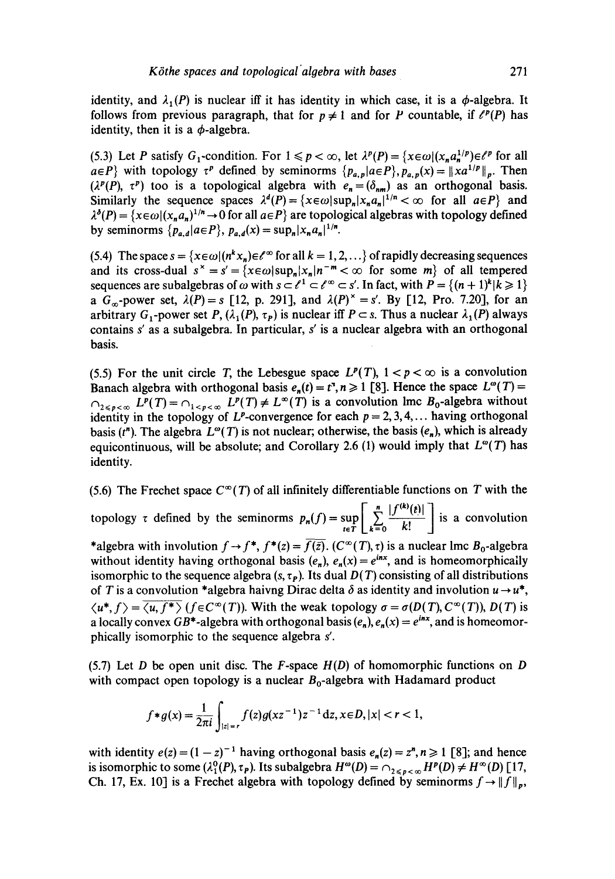identity, and $\lambda_1(P)$ is nuclear iff it has identity in which case, it is a $\phi$-algebra. It follows from previous paragraph, that for $p \neq 1$ and for $P$ countable, if $\ell^p(P)$ has identity, then it is a $\phi$-algebra.

(5.3) Let $P$ satisfy $G_1$-condition. For $1 \leqslant p < \infty$, let $\lambda^p(P) = \{x \in \omega | (x_n a_n^{1/p}) \in \ell^p$ for all $a \in P\}$ with topology $\tau^p$ defined by seminorms $\{p_{a,p} | a \in P\}$, $p_{a,p}(x) = \|x a^{1/p}\|_p$. Then $(\lambda^p(P), \tau^p)$ too is a topological algebra with $e_n = (\delta_{nm})$ as an orthogonal basis. Similarly the sequence spaces $\lambda^d(P) = \{x \in \omega | \sup_n |x_n a_n|^{1/n} < \infty$ for all $a \in P\}$ and $\lambda^\delta(P) = \{x \in \omega | (x_n a_n)^{1/n} \to 0$ for all $a \in P\}$ are topological algebras with topology defined by seminorms $\{p_{a,d} | a \in P\}$, $p_{a,d}(x) = \sup_n |x_n a_n|^{1/n}$.

(5.4) The space $s = \{x \in \omega | (n^k x_n) \in \ell^\infty$ for all $k = 1, 2, \ldots\}$ of rapidly decreasing sequences and its cross-dual $s^\times = s' = \{x \in \omega | \sup_n |x_n| n^{-m} < \infty$ for some $m\}$ of all tempered sequences are subalgebras of $\omega$ with $s \subset \ell^1 \subset \ell^\infty \subset s'$. In fact, with $P = \{(n+1)^k | k \geqslant 1\}$ a $G_\infty$-power set, $\lambda(P) = s$ [12, p. 291], and $\lambda(P)^\times = s'$. By [12, Pro. 7.20], for an arbitrary $G_1$-power set $P$, $(\lambda_1(P), \tau_P)$ is nuclear iff $P \subset s$. Thus a nuclear $\lambda_1(P)$ always contains $s'$ as a subalgebra. In particular, $s'$ is a nuclear algebra with an orthogonal basis.

(5.5) For the unit circle $T$, the Lebesgue space $L^p(T)$, $1 < p < \infty$ is a convolution Banach algebra with orthogonal basis $e_n(t) = t^n, n \geqslant 1$ [8]. Hence the space $L^\omega(T) = \cap_{2 \leqslant p < \infty} L^p(T) = \cap_{1 < p < \infty} L^p(T) \neq L^\infty(T)$ is a convolution lmc $B_0$-algebra without identity in the topology of $L^p$-convergence for each $p = 2, 3, 4, \ldots$ having orthogonal basis $(t^n)$. The algebra $L^\omega(T)$ is not nuclear; otherwise, the basis $(e_n)$, which is already equicontinuous, will be absolute; and Corollary 2.6 (1) would imply that $L^\omega(T)$ has identity.

(5.6) The Frechet space $C^\infty(T)$ of all infinitely differentiable functions on $T$ with the topology $\tau$ defined by the seminorms $p_n(f) = \sup_{t \in T} \left[ \sum_{k=0}^{n} \frac{|f^{(k)}(t)|}{k!} \right]$ is a convolution *algebra with involution $f \to f^*$, $f^*(z) = \overline{f(\bar{z})}$. $(C^\infty(T), \tau)$ is a nuclear lmc $B_0$-algebra without identity having orthogonal basis $(e_n)$, $e_n(x) = e^{inx}$, and is homeomorphically isomorphic to the sequence algebra $(s, \tau_P)$. Its dual $D(T)$ consisting of all distributions of $T$ is a convolution *algebra haivng Dirac delta $\delta$ as identity and involution $u \to u^*$, $\langle u^*, f \rangle = \overline{\langle u, f^* \rangle}$ $(f \in C^\infty(T))$. With the weak topology $\sigma = \sigma(D(T), C^\infty(T))$, $D(T)$ is a locally convex $GB^*$-algebra with orthogonal basis $(e_n)$, $e_n(x) = e^{inx}$, and is homeomorphically isomorphic to the sequence algebra $s'$.

(5.7) Let $D$ be open unit disc. The $F$-space $H(D)$ of homomorphic functions on $D$ with compact open topology is a nuclear $B_0$-algebra with Hadamard product

$$f * g(x) = \frac{1}{2\pi i} \int_{|z| = r} f(z) g(xz^{-1}) z^{-1} \mathrm{d}z, x \in D, |x| < r < 1,$$

with identity $e(z) = (1 - z)^{-1}$ having orthogonal basis $e_n(z) = z^n, n \geqslant 1$ [8]; and hence is isomorphic to some $(\lambda_1^0(P), \tau_P)$. Its subalgebra $H^\omega(D) = \cap_{2 \leqslant p < \infty} H^p(D) \neq H^\infty(D)$ [17, Ch. 17, Ex. 10] is a Frechet algebra with topology defined by seminorms $f \to \|f\|_p$,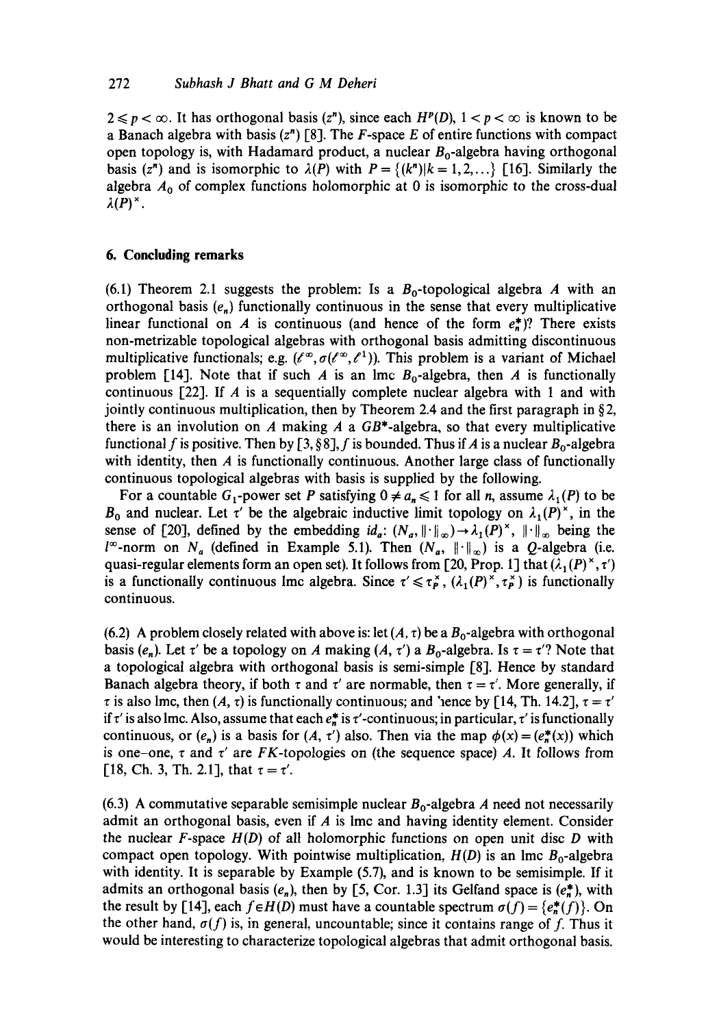$2 \leqslant p < \infty$. It has orthogonal basis $(z^n)$, since each $H^p(D)$, $1 < p < \infty$ is known to be a Banach algebra with basis $(z^n)$ [8]. The $F$-space $E$ of entire functions with compact open topology is, with Hadamard product, a nuclear $B_0$-algebra having orthogonal basis $(z^n)$ and is isomorphic to $\lambda(P)$ with $P = \{(k^n)|k = 1, 2, \ldots\}$ [16]. Similarly the algebra $A_0$ of complex functions holomorphic at 0 is isomorphic to the cross-dual $\lambda(P)^\times$.

## 6. Concluding remarks

(6.1) Theorem 2.1 suggests the problem: Is a $B_0$-topological algebra $A$ with an orthogonal basis $(e_n)$ functionally continuous in the sense that every multiplicative linear functional on $A$ is continuous (and hence of the form $e_n^*$)? There exists non-metrizable topological algebras with orthogonal basis admitting discontinuous multiplicative functionals; e.g. $(\ell^\infty, \sigma(\ell^\infty, \ell^1))$. This problem is a variant of Michael problem [14]. Note that if such $A$ is an lmc $B_0$-algebra, then $A$ is functionally continuous [22]. If $A$ is a sequentially complete nuclear algebra with 1 and with jointly continuous multiplication, then by Theorem 2.4 and the first paragraph in §2, there is an involution on $A$ making $A$ a $GB^*$-algebra, so that every multiplicative functional $f$ is positive. Then by [3, §8], $f$ is bounded. Thus if $A$ is a nuclear $B_0$-algebra with identity, then $A$ is functionally continuous. Another large class of functionally continuous topological algebras with basis is supplied by the following.

For a countable $G_1$-power set $P$ satisfying $0 \neq a_n \leqslant 1$ for all $n$, assume $\lambda_1(P)$ to be $B_0$ and nuclear. Let $\tau'$ be the algebraic inductive limit topology on $\lambda_1(P)^\times$, in the sense of [20], defined by the embedding $id_a$: $(N_a, \|\cdot\|_\infty) \to \lambda_1(P)^\times$, $\|\cdot\|_\infty$ being the $l^\infty$-norm on $N_a$ (defined in Example 5.1). Then $(N_a, \|\cdot\|_\infty)$ is a $Q$-algebra (i.e. quasi-regular elements form an open set). It follows from [20, Prop. 1] that $(\lambda_1(P)^\times, \tau')$ is a functionally continuous lmc algebra. Since $\tau' \leqslant \tau_P^\times$, $(\lambda_1(P)^\times, \tau_P^\times)$ is functionally continuous.

(6.2) A problem closely related with above is: let $(A, \tau)$ be a $B_0$-algebra with orthogonal basis $(e_n)$. Let $\tau'$ be a topology on $A$ making $(A, \tau')$ a $B_0$-algebra. Is $\tau = \tau'$? Note that a topological algebra with orthogonal basis is semi-simple [8]. Hence by standard Banach algebra theory, if both $\tau$ and $\tau'$ are normable, then $\tau = \tau'$. More generally, if $\tau$ is also lmc, then $(A, \tau)$ is functionally continuous; and hence by [14, Th. 14.2], $\tau = \tau'$ if $\tau'$ is also lmc. Also, assume that each $e_n^*$ is $\tau'$-continuous; in particular, $\tau'$ is functionally continuous, or $(e_n)$ is a basis for $(A, \tau')$ also. Then via the map $\phi(x) = (e_n^*(x))$ which is one–one, $\tau$ and $\tau'$ are $FK$-topologies on (the sequence space) $A$. It follows from [18, Ch. 3, Th. 2.1], that $\tau = \tau'$.

(6.3) A commutative separable semisimple nuclear $B_0$-algebra $A$ need not necessarily admit an orthogonal basis, even if $A$ is lmc and having identity element. Consider the nuclear $F$-space $H(D)$ of all holomorphic functions on open unit disc $D$ with compact open topology. With pointwise multiplication, $H(D)$ is an lmc $B_0$-algebra with identity. It is separable by Example (5.7), and is known to be semisimple. If it admits an orthogonal basis $(e_n)$, then by [5, Cor. 1.3] its Gelfand space is $(e_n^*)$, with the result by [14], each $f \in H(D)$ must have a countable spectrum $\sigma(f) = \{e_n^*(f)\}$. On the other hand, $\sigma(f)$ is, in general, uncountable; since it contains range of $f$. Thus it would be interesting to characterize topological algebras that admit orthogonal basis.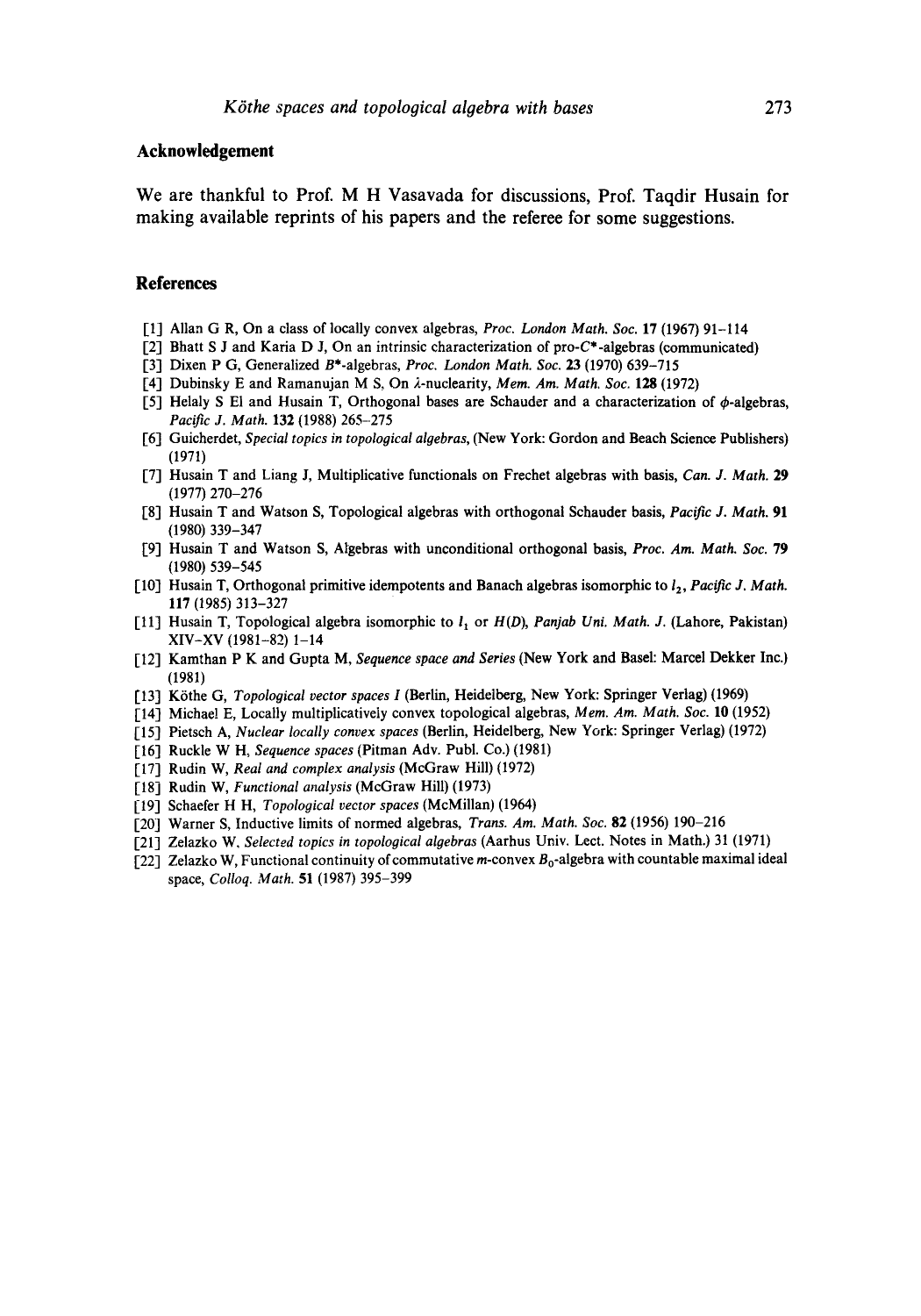## Acknowledgement

We are thankful to Prof. M H Vasavada for discussions, Prof. Taqdir Husain for making available reprints of his papers and the referee for some suggestions.

## References

[1] Allan G R, On a class of locally convex algebras, *Proc. London Math. Soc.* **17** (1967) 91–114

[2] Bhatt S J and Karia D J, On an intrinsic characterization of pro-$C^*$-algebras (communicated)

[3] Dixen P G, Generalized $B^*$-algebras, *Proc. London Math. Soc.* **23** (1970) 639–715

[4] Dubinsky E and Ramanujan M S, On $\lambda$-nuclearity, *Mem. Am. Math. Soc.* **128** (1972)

[5] Helaly S El and Husain T, Orthogonal bases are Schauder and a characterization of $\phi$-algebras, *Pacific J. Math.* **132** (1988) 265–275

[6] Guicherdet, *Special topics in topological algebras*, (New York: Gordon and Beach Science Publishers) (1971)

[7] Husain T and Liang J, Multiplicative functionals on Frechet algebras with basis, *Can. J. Math.* **29** (1977) 270–276

[8] Husain T and Watson S, Topological algebras with orthogonal Schauder basis, *Pacific J. Math.* **91** (1980) 339–347

[9] Husain T and Watson S, Algebras with unconditional orthogonal basis, *Proc. Am. Math. Soc.* **79** (1980) 539–545

[10] Husain T, Orthogonal primitive idempotents and Banach algebras isomorphic to $l_2$, *Pacific J. Math.* **117** (1985) 313–327

[11] Husain T, Topological algebra isomorphic to $l_1$ or $H(D)$, *Panjab Uni. Math. J.* (Lahore, Pakistan) XIV–XV (1981–82) 1–14

[12] Kamthan P K and Gupta M, *Sequence space and Series* (New York and Basel: Marcel Dekker Inc.) (1981)

[13] Köthe G, *Topological vector spaces I* (Berlin, Heidelberg, New York: Springer Verlag) (1969)

[14] Michael E, Locally multiplicatively convex topological algebras, *Mem. Am. Math. Soc.* **10** (1952)

[15] Pietsch A, *Nuclear locally convex spaces* (Berlin, Heidelberg, New York: Springer Verlag) (1972)

[16] Ruckle W H, *Sequence spaces* (Pitman Adv. Publ. Co.) (1981)

[17] Rudin W, *Real and complex analysis* (McGraw Hill) (1972)

[18] Rudin W, *Functional analysis* (McGraw Hill) (1973)

[19] Schaefer H H, *Topological vector spaces* (McMillan) (1964)

[20] Warner S, Inductive limits of normed algebras, *Trans. Am. Math. Soc.* **82** (1956) 190–216

[21] Zelazko W, *Selected topics in topological algebras* (Aarhus Univ. Lect. Notes in Math.) 31 (1971)

[22] Zelazko W, Functional continuity of commutative $m$-convex $B_0$-algebra with countable maximal ideal space, *Colloq. Math.* **51** (1987) 395–399